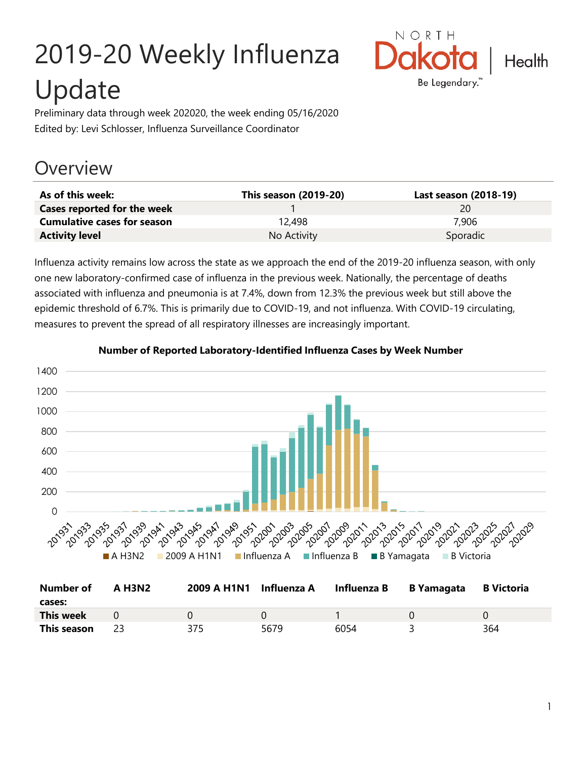# 2019-20 Weekly Influenza Update

Preliminary data through week 202020, the week ending 05/16/2020
Edited by: Levi Schlosser, Influenza Surveillance Coordinator

## Overview

| As of this week: | This season (2019-20) | Last season (2018-19) |
|---|---|---|
| Cases reported for the week | 1 | 20 |
| Cumulative cases for season | 12,498 | 7,906 |
| Activity level | No Activity | Sporadic |

Influenza activity remains low across the state as we approach the end of the 2019-20 influenza season, with only one new laboratory-confirmed case of influenza in the previous week. Nationally, the percentage of deaths associated with influenza and pneumonia is at 7.4%, down from 12.3% the previous week but still above the epidemic threshold of 6.7%. This is primarily due to COVID-19, and not influenza. With COVID-19 circulating, measures to prevent the spread of all respiratory illnesses are increasingly important.

**Number of Reported Laboratory-Identified Influenza Cases by Week Number**

| Number of cases: | A H3N2 | 2009 A H1N1 | Influenza A | Influenza B | B Yamagata | B Victoria |
|---|---|---|---|---|---|---|
| This week | 0 | 0 | 0 | 1 | 0 | 0 |
| This season | 23 | 375 | 5679 | 6054 | 3 | 364 |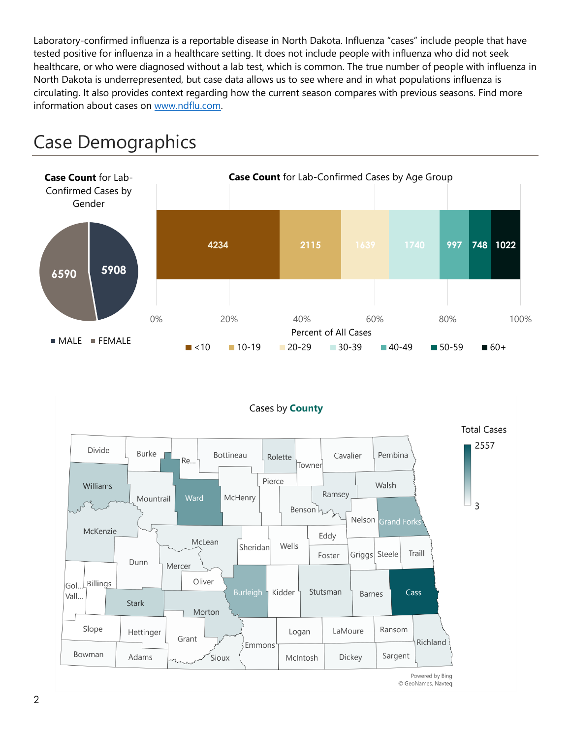Laboratory-confirmed influenza is a reportable disease in North Dakota. Influenza "cases" include people that have tested positive for influenza in a healthcare setting. It does not include people with influenza who did not seek healthcare, or who were diagnosed without a lab test, which is common. The true number of people with influenza in North Dakota is underrepresented, but case data allows us to see where and in what populations influenza is circulating. It also provides context regarding how the current season compares with previous seasons. Find more information about cases on www.ndflu.com.

# Case Demographics

**Case Count** for Lab-Confirmed Cases by Gender

| Gender | Case Count |
|---|---|
| MALE | 5908 |
| FEMALE | 6590 |

**Case Count** for Lab-Confirmed Cases by Age Group

| Age Group | Case Count |
|---|---|
| <10 | 4234 |
| 10-19 | 2115 |
| 20-29 | 1639 |
| 30-39 | 1740 |
| 40-49 | 997 |
| 50-59 | 748 |
| 60+ | 1022 |

Percent of All Cases: 0%, 20%, 40%, 60%, 80%, 100%

Cases by **County**

Total Cases: 3 – 2557

Powered by Bing
© GeoNames, Navteq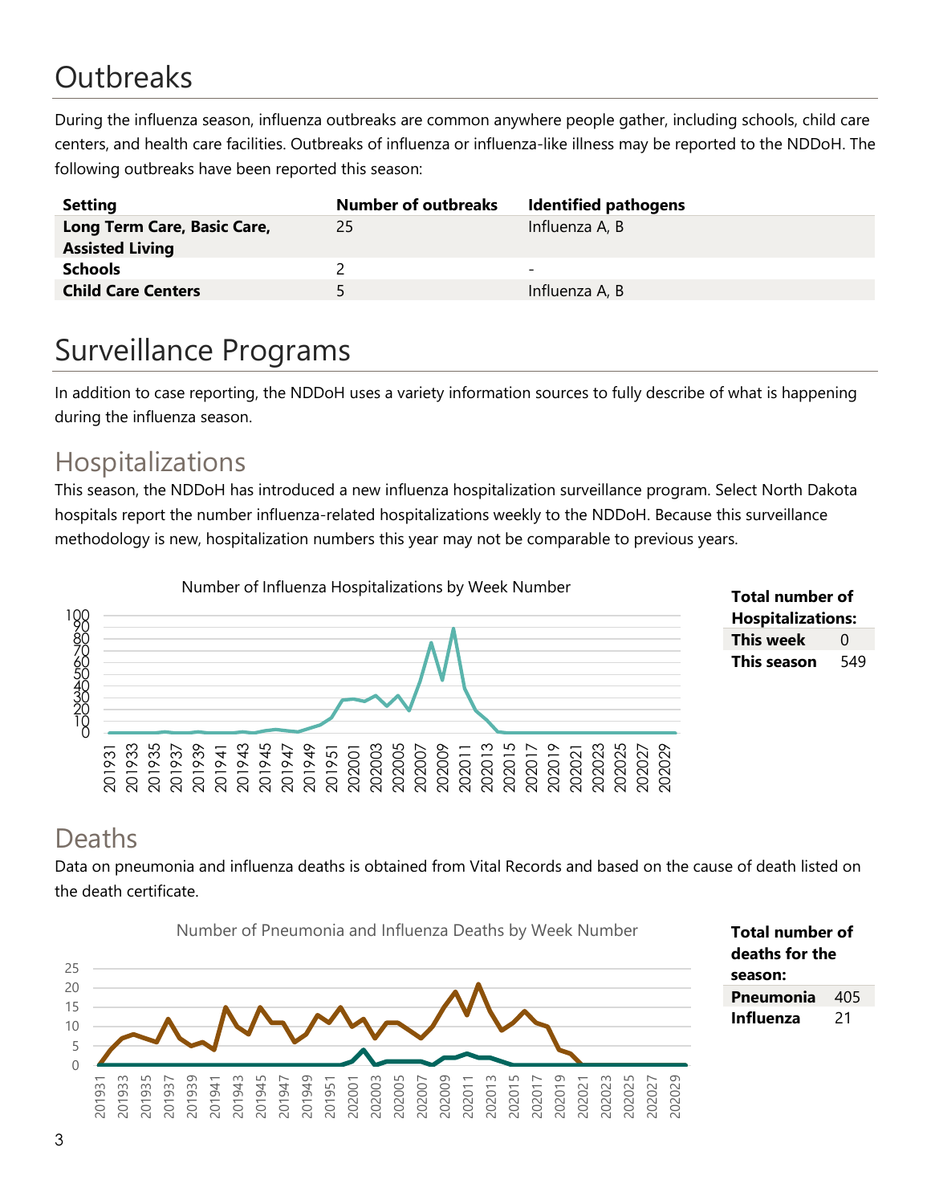# Outbreaks

During the influenza season, influenza outbreaks are common anywhere people gather, including schools, child care centers, and health care facilities. Outbreaks of influenza or influenza-like illness may be reported to the NDDoH. The following outbreaks have been reported this season:

| Setting | Number of outbreaks | Identified pathogens |
|---|---|---|
| **Long Term Care, Basic Care, Assisted Living** | 25 | Influenza A, B |
| **Schools** | 2 | - |
| **Child Care Centers** | 5 | Influenza A, B |

# Surveillance Programs

In addition to case reporting, the NDDoH uses a variety information sources to fully describe of what is happening during the influenza season.

## Hospitalizations

This season, the NDDoH has introduced a new influenza hospitalization surveillance program. Select North Dakota hospitals report the number influenza-related hospitalizations weekly to the NDDoH. Because this surveillance methodology is new, hospitalization numbers this year may not be comparable to previous years.

Number of Influenza Hospitalizations by Week Number

| **Total number of Hospitalizations:** | |
|---|---|
| **This week** | 0 |
| **This season** | 549 |

## Deaths

Data on pneumonia and influenza deaths is obtained from Vital Records and based on the cause of death listed on the death certificate.

Number of Pneumonia and Influenza Deaths by Week Number

| **Total number of deaths for the season:** | |
|---|---|
| **Pneumonia** | 405 |
| **Influenza** | 21 |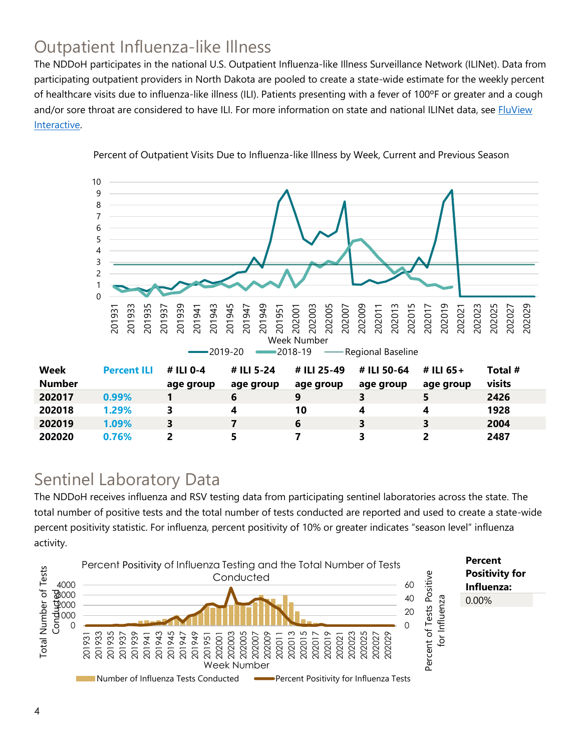## Outpatient Influenza-like Illness

The NDDoH participates in the national U.S. Outpatient Influenza-like Illness Surveillance Network (ILINet). Data from participating outpatient providers in North Dakota are pooled to create a state-wide estimate for the weekly percent of healthcare visits due to influenza-like illness (ILI). Patients presenting with a fever of 100ºF or greater and a cough and/or sore throat are considered to have ILI. For more information on state and national ILINet data, see [FluView Interactive](FluView Interactive).

Percent of Outpatient Visits Due to Influenza-like Illness by Week, Current and Previous Season

| Week Number | Percent ILI | # ILI 0-4 age group | # ILI 5-24 age group | # ILI 25-49 age group | # ILI 50-64 age group | # ILI 65+ age group | Total # visits |
|---|---|---|---|---|---|---|---|
| 202017 | 0.99% | 1 | 6 | 9 | 3 | 5 | 2426 |
| 202018 | 1.29% | 3 | 4 | 10 | 4 | 4 | 1928 |
| 202019 | 1.09% | 3 | 7 | 6 | 3 | 3 | 2004 |
| 202020 | 0.76% | 2 | 5 | 7 | 3 | 2 | 2487 |

## Sentinel Laboratory Data

The NDDoH receives influenza and RSV testing data from participating sentinel laboratories across the state. The total number of positive tests and the total number of tests conducted are reported and used to create a state-wide percent positivity statistic. For influenza, percent positivity of 10% or greater indicates "season level" influenza activity.

Percent Positivity of Influenza Testing and the Total Number of Tests Conducted

| Percent Positivity for Influenza: |
|---|
| 0.00% |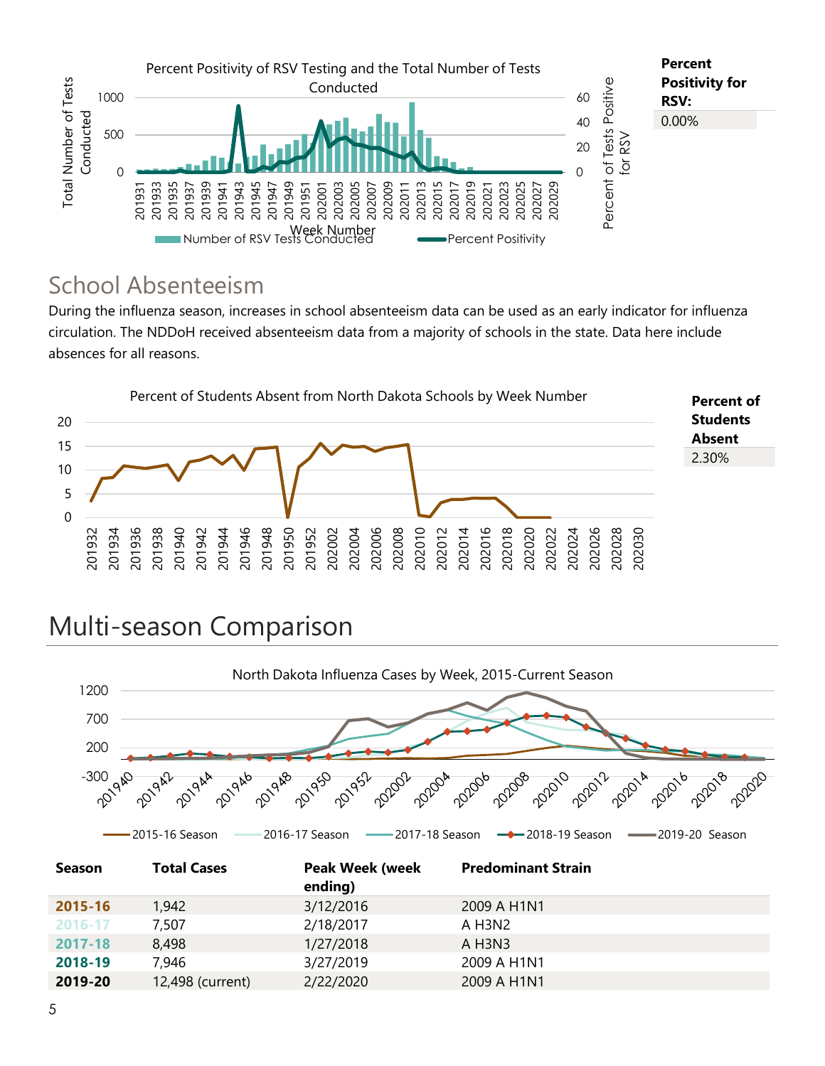Percent Positivity of RSV Testing and the Total Number of Tests Conducted

**Percent Positivity for RSV:** 0.00%

## School Absenteeism

During the influenza season, increases in school absenteeism data can be used as an early indicator for influenza circulation. The NDDoH received absenteeism data from a majority of schools in the state. Data here include absences for all reasons.

Percent of Students Absent from North Dakota Schools by Week Number

**Percent of Students Absent** 2.30%

# Multi-season Comparison

North Dakota Influenza Cases by Week, 2015-Current Season

| Season | Total Cases | Peak Week (week ending) | Predominant Strain |
|---|---|---|---|
| **2015-16** | 1,942 | 3/12/2016 | 2009 A H1N1 |
| **2016-17** | 7,507 | 2/18/2017 | A H3N2 |
| **2017-18** | 8,498 | 1/27/2018 | A H3N3 |
| **2018-19** | 7,946 | 3/27/2019 | 2009 A H1N1 |
| **2019-20** | 12,498 (current) | 2/22/2020 | 2009 A H1N1 |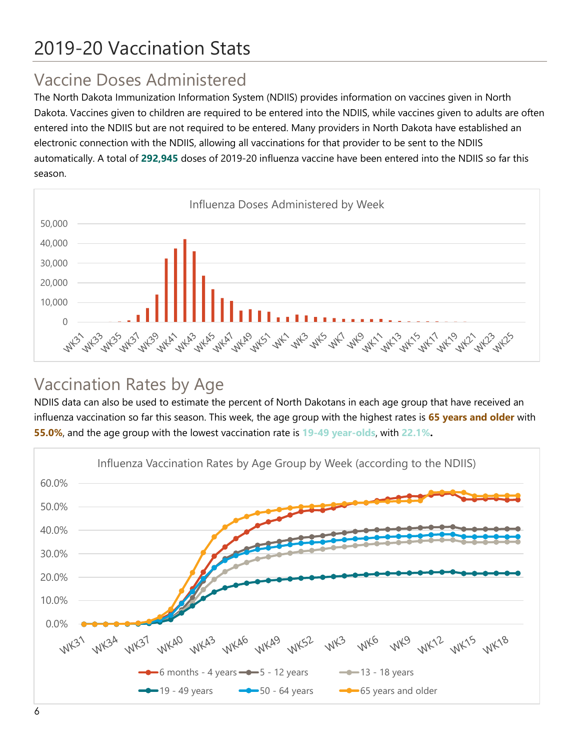# 2019-20 Vaccination Stats

## Vaccine Doses Administered

The North Dakota Immunization Information System (NDIIS) provides information on vaccines given in North Dakota. Vaccines given to children are required to be entered into the NDIIS, while vaccines given to adults are often entered into the NDIIS but are not required to be entered. Many providers in North Dakota have established an electronic connection with the NDIIS, allowing all vaccinations for that provider to be sent to the NDIIS automatically. A total of **292,945** doses of 2019-20 influenza vaccine have been entered into the NDIIS so far this season.

Influenza Doses Administered by Week

50,000
40,000
30,000
20,000
10,000
0

WK31 WK33 WK35 WK37 WK39 WK41 WK43 WK45 WK47 WK49 WK51 WK1 WK3 WK5 WK7 WK9 WK11 WK13 WK15 WK17 WK19 WK21 WK23 WK25

## Vaccination Rates by Age

NDIIS data can also be used to estimate the percent of North Dakotans in each age group that have received an influenza vaccination so far this season. This week, the age group with the highest rates is **65 years and older** with **55.0%**, and the age group with the lowest vaccination rate is **19-49 year-olds**, with **22.1%.**

Influenza Vaccination Rates by Age Group by Week (according to the NDIIS)

60.0%
50.0%
40.0%
30.0%
20.0%
10.0%
0.0%

WK31 WK34 WK37 WK40 WK43 WK46 WK49 WK52 WK3 WK6 WK9 WK12 WK15 WK18

6 months - 4 years
5 - 12 years
13 - 18 years
19 - 49 years
50 - 64 years
65 years and older